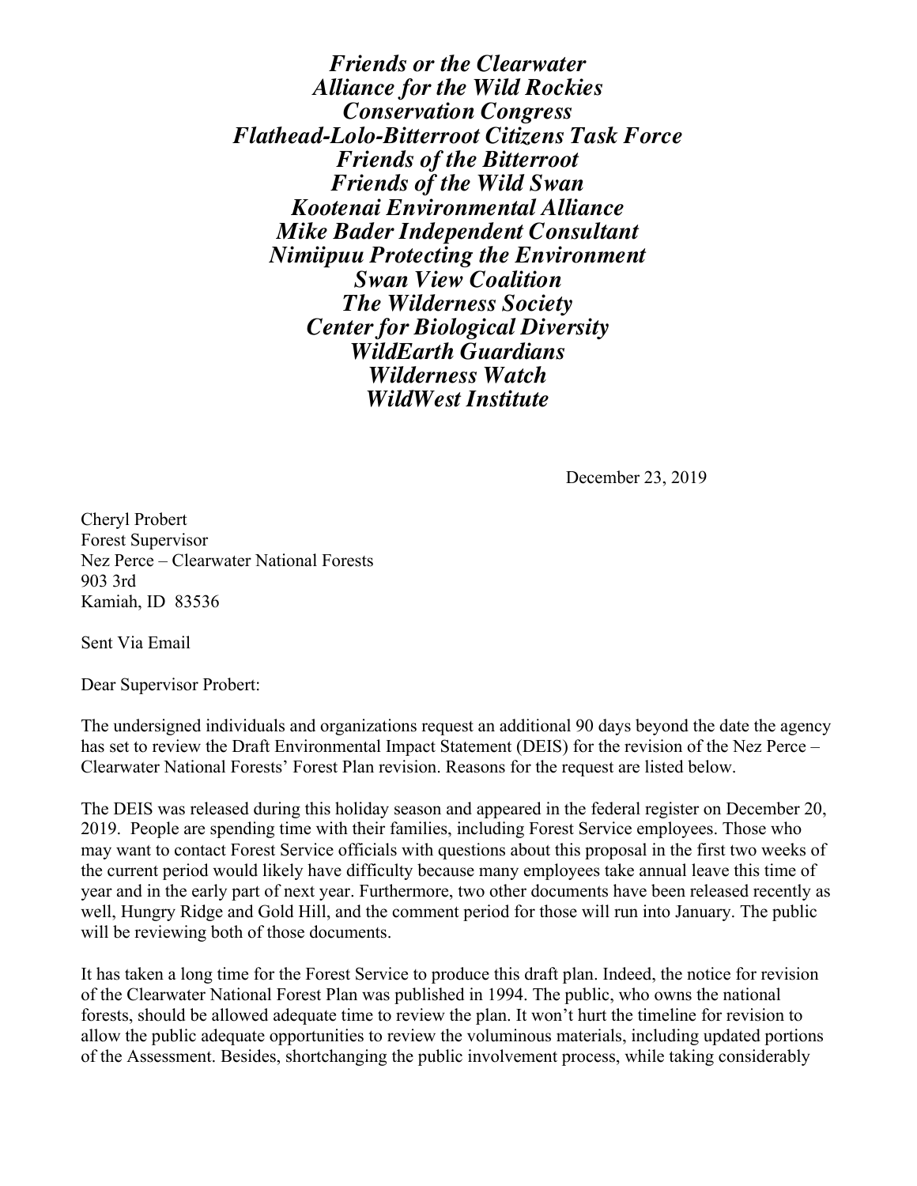***Friends or the Clearwater***
***Alliance for the Wild Rockies***
***Conservation Congress***
***Flathead-Lolo-Bitterroot Citizens Task Force***
***Friends of the Bitterroot***
***Friends of the Wild Swan***
***Kootenai Environmental Alliance***
***Mike Bader Independent Consultant***
***Nimiipuu Protecting the Environment***
***Swan View Coalition***
***The Wilderness Society***
***Center for Biological Diversity***
***WildEarth Guardians***
***Wilderness Watch***
***WildWest Institute***

December 23, 2019

Cheryl Probert
Forest Supervisor
Nez Perce – Clearwater National Forests
903 3rd
Kamiah, ID 83536

Sent Via Email

Dear Supervisor Probert:

The undersigned individuals and organizations request an additional 90 days beyond the date the agency has set to review the Draft Environmental Impact Statement (DEIS) for the revision of the Nez Perce – Clearwater National Forests' Forest Plan revision. Reasons for the request are listed below.

The DEIS was released during this holiday season and appeared in the federal register on December 20, 2019. People are spending time with their families, including Forest Service employees. Those who may want to contact Forest Service officials with questions about this proposal in the first two weeks of the current period would likely have difficulty because many employees take annual leave this time of year and in the early part of next year. Furthermore, two other documents have been released recently as well, Hungry Ridge and Gold Hill, and the comment period for those will run into January. The public will be reviewing both of those documents.

It has taken a long time for the Forest Service to produce this draft plan. Indeed, the notice for revision of the Clearwater National Forest Plan was published in 1994. The public, who owns the national forests, should be allowed adequate time to review the plan. It won't hurt the timeline for revision to allow the public adequate opportunities to review the voluminous materials, including updated portions of the Assessment. Besides, shortchanging the public involvement process, while taking considerably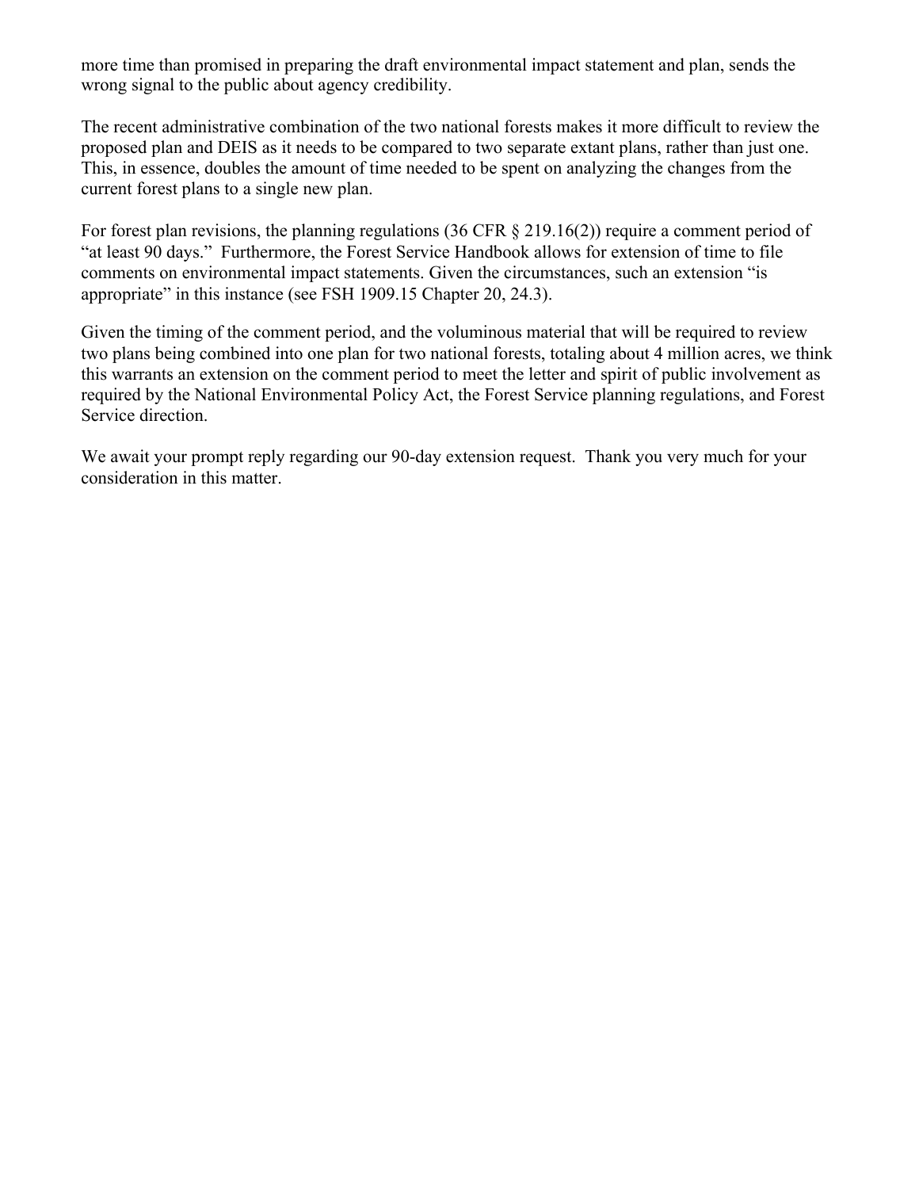more time than promised in preparing the draft environmental impact statement and plan, sends the wrong signal to the public about agency credibility.

The recent administrative combination of the two national forests makes it more difficult to review the proposed plan and DEIS as it needs to be compared to two separate extant plans, rather than just one. This, in essence, doubles the amount of time needed to be spent on analyzing the changes from the current forest plans to a single new plan.

For forest plan revisions, the planning regulations (36 CFR § 219.16(2)) require a comment period of "at least 90 days." Furthermore, the Forest Service Handbook allows for extension of time to file comments on environmental impact statements. Given the circumstances, such an extension "is appropriate" in this instance (see FSH 1909.15 Chapter 20, 24.3).

Given the timing of the comment period, and the voluminous material that will be required to review two plans being combined into one plan for two national forests, totaling about 4 million acres, we think this warrants an extension on the comment period to meet the letter and spirit of public involvement as required by the National Environmental Policy Act, the Forest Service planning regulations, and Forest Service direction.

We await your prompt reply regarding our 90-day extension request. Thank you very much for your consideration in this matter.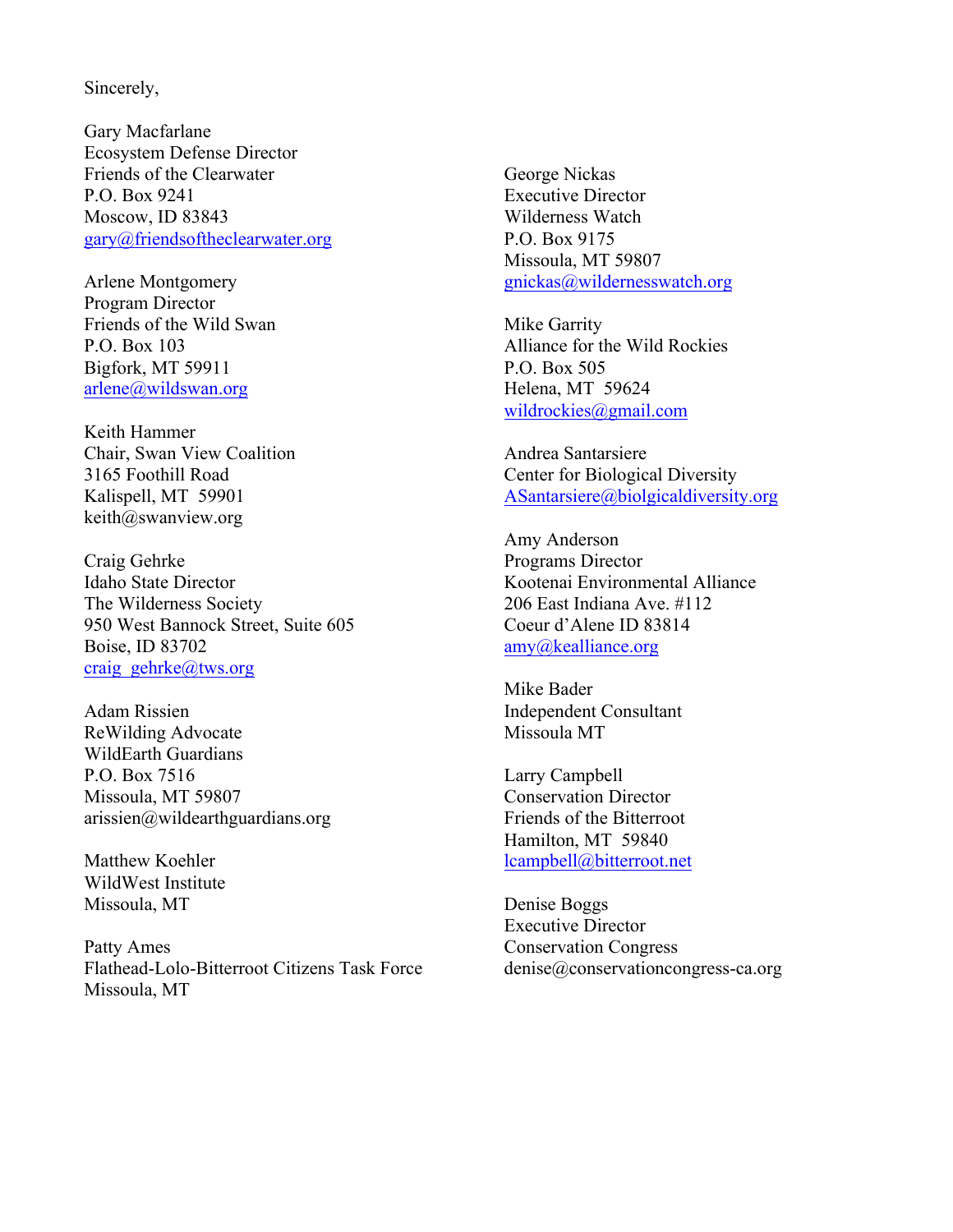Sincerely,

Gary Macfarlane  
Ecosystem Defense Director  
Friends of the Clearwater  
P.O. Box 9241  
Moscow, ID 83843  
gary@friendsoftheclearwater.org

Arlene Montgomery  
Program Director  
Friends of the Wild Swan  
P.O. Box 103  
Bigfork, MT 59911  
arlene@wildswan.org

Keith Hammer  
Chair, Swan View Coalition  
3165 Foothill Road  
Kalispell, MT 59901  
keith@swanview.org

Craig Gehrke  
Idaho State Director  
The Wilderness Society  
950 West Bannock Street, Suite 605  
Boise, ID 83702  
craig_gehrke@tws.org

Adam Rissien  
ReWilding Advocate  
WildEarth Guardians  
P.O. Box 7516  
Missoula, MT 59807  
arissien@wildearthguardians.org

Matthew Koehler  
WildWest Institute  
Missoula, MT

Patty Ames  
Flathead-Lolo-Bitterroot Citizens Task Force  
Missoula, MT

George Nickas  
Executive Director  
Wilderness Watch  
P.O. Box 9175  
Missoula, MT 59807  
gnickas@wildernesswatch.org

Mike Garrity  
Alliance for the Wild Rockies  
P.O. Box 505  
Helena, MT 59624  
wildrockies@gmail.com

Andrea Santarsiere  
Center for Biological Diversity  
ASantarsiere@biolgicaldiversity.org

Amy Anderson  
Programs Director  
Kootenai Environmental Alliance  
206 East Indiana Ave. #112  
Coeur d'Alene ID 83814  
amy@kealliance.org

Mike Bader  
Independent Consultant  
Missoula MT

Larry Campbell  
Conservation Director  
Friends of the Bitterroot  
Hamilton, MT 59840  
lcampbell@bitterroot.net

Denise Boggs  
Executive Director  
Conservation Congress  
denise@conservationcongress-ca.org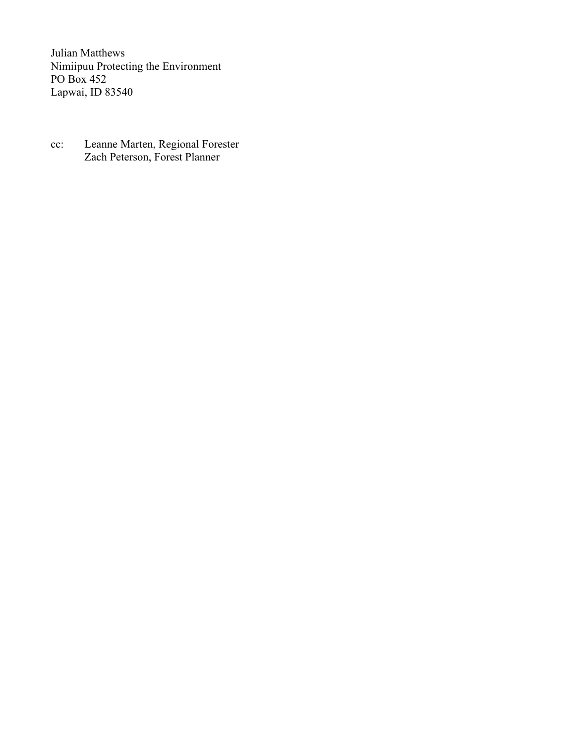Julian Matthews
Nimiipuu Protecting the Environment
PO Box 452
Lapwai, ID 83540

cc: Leanne Marten, Regional Forester
Zach Peterson, Forest Planner